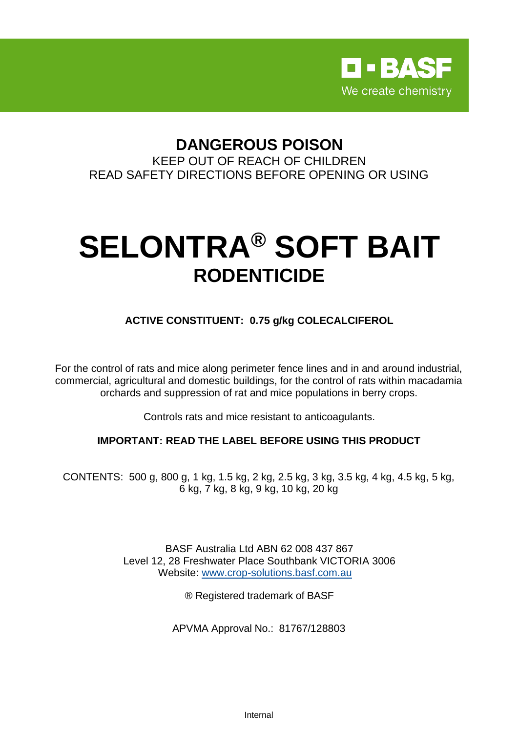BASF
We create chemistry

# DANGEROUS POISON

KEEP OUT OF REACH OF CHILDREN
READ SAFETY DIRECTIONS BEFORE OPENING OR USING

# SELONTRA® SOFT BAIT

## RODENTICIDE

**ACTIVE CONSTITUENT: 0.75 g/kg COLECALCIFEROL**

For the control of rats and mice along perimeter fence lines and in and around industrial, commercial, agricultural and domestic buildings, for the control of rats within macadamia orchards and suppression of rat and mice populations in berry crops.

Controls rats and mice resistant to anticoagulants.

**IMPORTANT: READ THE LABEL BEFORE USING THIS PRODUCT**

CONTENTS: 500 g, 800 g, 1 kg, 1.5 kg, 2 kg, 2.5 kg, 3 kg, 3.5 kg, 4 kg, 4.5 kg, 5 kg, 6 kg, 7 kg, 8 kg, 9 kg, 10 kg, 20 kg

BASF Australia Ltd ABN 62 008 437 867
Level 12, 28 Freshwater Place Southbank VICTORIA 3006
Website: www.crop-solutions.basf.com.au

® Registered trademark of BASF

APVMA Approval No.: 81767/128803

Internal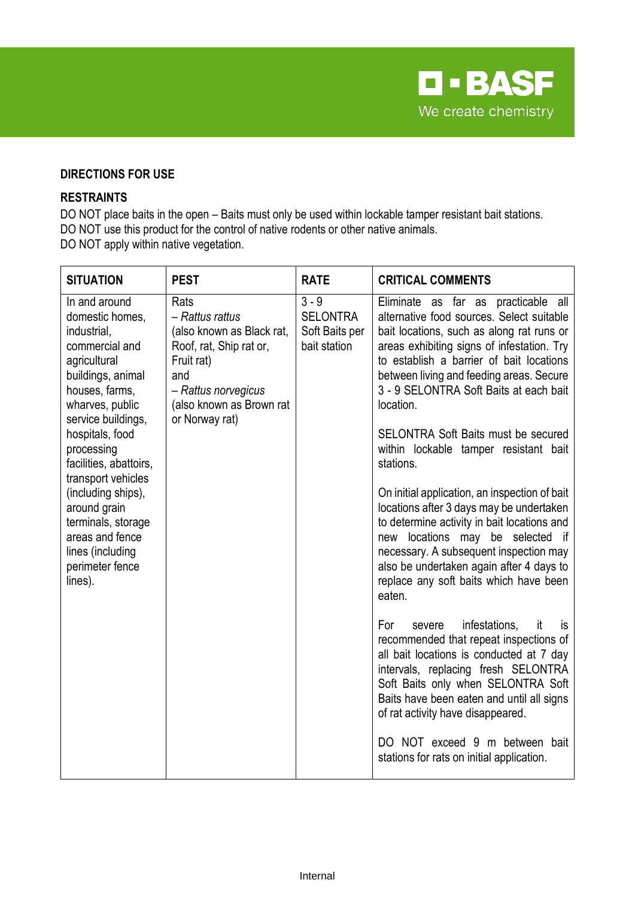## DIRECTIONS FOR USE

### RESTRAINTS

DO NOT place baits in the open – Baits must only be used within lockable tamper resistant bait stations.
DO NOT use this product for the control of native rodents or other native animals.
DO NOT apply within native vegetation.

| SITUATION | PEST | RATE | CRITICAL COMMENTS |
|---|---|---|---|
| In and around domestic homes, industrial, commercial and agricultural buildings, animal houses, farms, wharves, public service buildings, hospitals, food processing facilities, abattoirs, transport vehicles (including ships), around grain terminals, storage areas and fence lines (including perimeter fence lines). | Rats<br>– *Rattus rattus*<br>(also known as Black rat, Roof, rat, Ship rat or, Fruit rat)<br>and<br>– *Rattus norvegicus*<br>(also known as Brown rat or Norway rat) | 3 - 9 SELONTRA Soft Baits per bait station | Eliminate as far as practicable all alternative food sources. Select suitable bait locations, such as along rat runs or areas exhibiting signs of infestation. Try to establish a barrier of bait locations between living and feeding areas. Secure 3 - 9 SELONTRA Soft Baits at each bait location.<br><br>SELONTRA Soft Baits must be secured within lockable tamper resistant bait stations.<br><br>On initial application, an inspection of bait locations after 3 days may be undertaken to determine activity in bait locations and new locations may be selected if necessary. A subsequent inspection may also be undertaken again after 4 days to replace any soft baits which have been eaten.<br><br>For severe infestations, it is recommended that repeat inspections of all bait locations is conducted at 7 day intervals, replacing fresh SELONTRA Soft Baits only when SELONTRA Soft Baits have been eaten and until all signs of rat activity have disappeared.<br><br>DO NOT exceed 9 m between bait stations for rats on initial application. |

Internal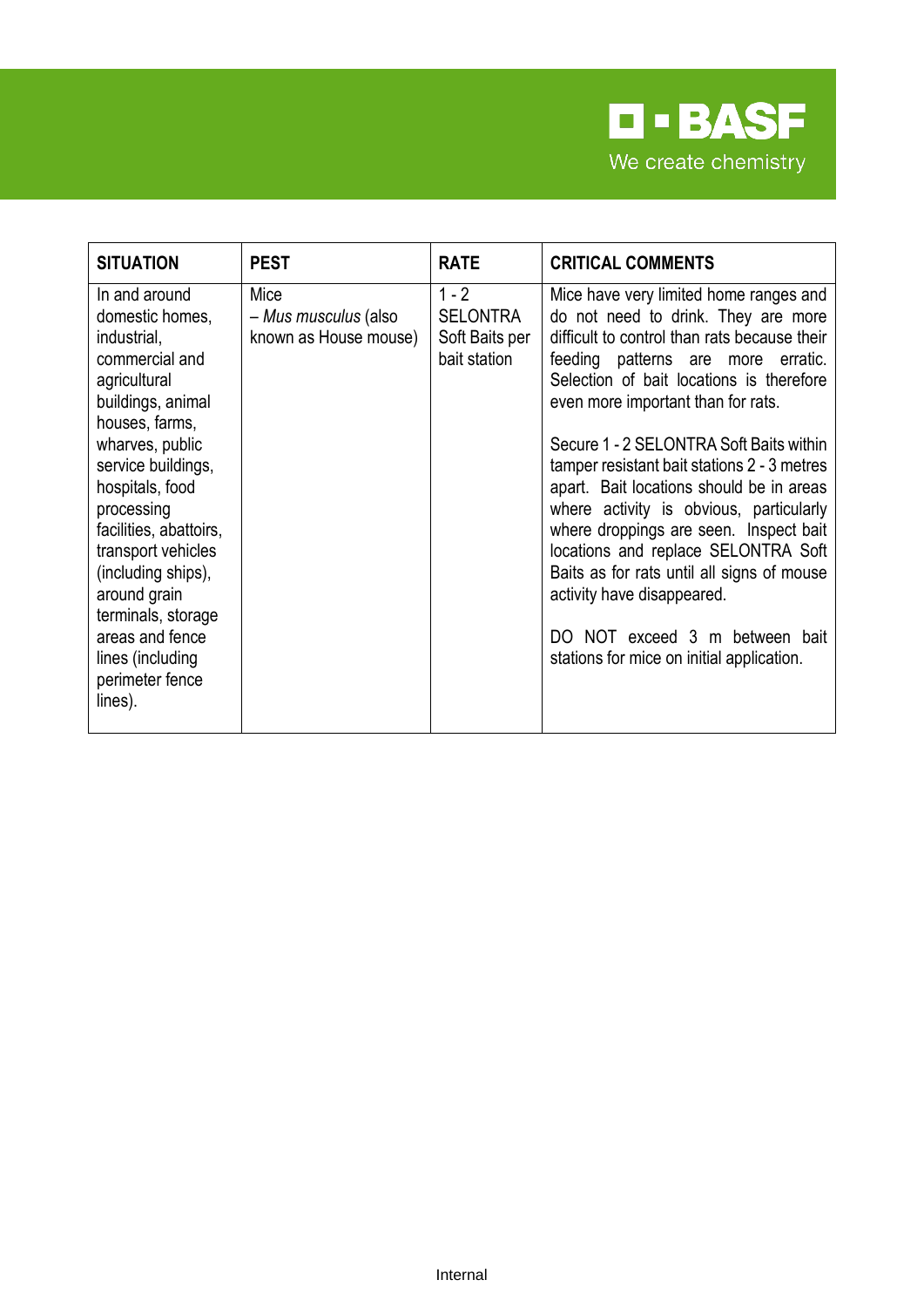| SITUATION | PEST | RATE | CRITICAL COMMENTS |
|---|---|---|---|
| In and around domestic homes, industrial, commercial and agricultural buildings, animal houses, farms, wharves, public service buildings, hospitals, food processing facilities, abattoirs, transport vehicles (including ships), around grain terminals, storage areas and fence lines (including perimeter fence lines). | Mice – *Mus musculus* (also known as House mouse) | 1 - 2 SELONTRA Soft Baits per bait station | Mice have very limited home ranges and do not need to drink. They are more difficult to control than rats because their feeding patterns are more erratic. Selection of bait locations is therefore even more important than for rats.<br><br>Secure 1 - 2 SELONTRA Soft Baits within tamper resistant bait stations 2 - 3 metres apart. Bait locations should be in areas where activity is obvious, particularly where droppings are seen. Inspect bait locations and replace SELONTRA Soft Baits as for rats until all signs of mouse activity have disappeared.<br><br>DO NOT exceed 3 m between bait stations for mice on initial application. |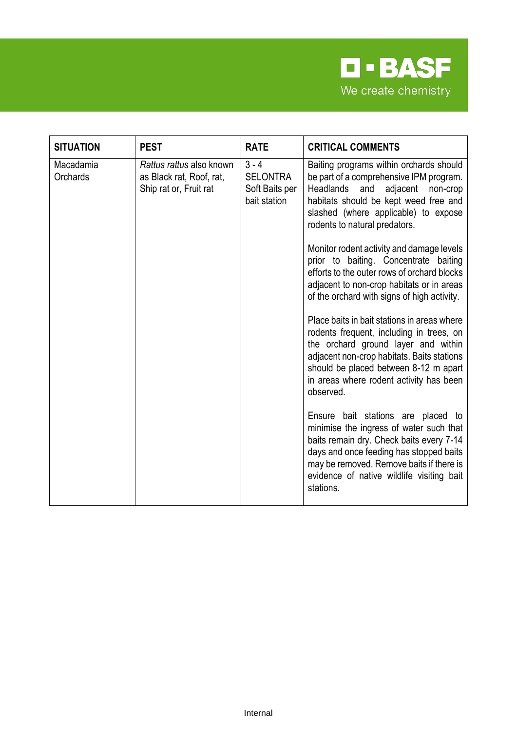| SITUATION | PEST | RATE | CRITICAL COMMENTS |
|---|---|---|---|
| Macadamia Orchards | *Rattus rattus* also known as Black rat, Roof, rat, Ship rat or, Fruit rat | 3 - 4 SELONTRA Soft Baits per bait station | Baiting programs within orchards should be part of a comprehensive IPM program. Headlands and adjacent non-crop habitats should be kept weed free and slashed (where applicable) to expose rodents to natural predators.<br><br>Monitor rodent activity and damage levels prior to baiting. Concentrate baiting efforts to the outer rows of orchard blocks adjacent to non-crop habitats or in areas of the orchard with signs of high activity.<br><br>Place baits in bait stations in areas where rodents frequent, including in trees, on the orchard ground layer and within adjacent non-crop habitats. Baits stations should be placed between 8-12 m apart in areas where rodent activity has been observed.<br><br>Ensure bait stations are placed to minimise the ingress of water such that baits remain dry. Check baits every 7-14 days and once feeding has stopped baits may be removed. Remove baits if there is evidence of native wildlife visiting bait stations. |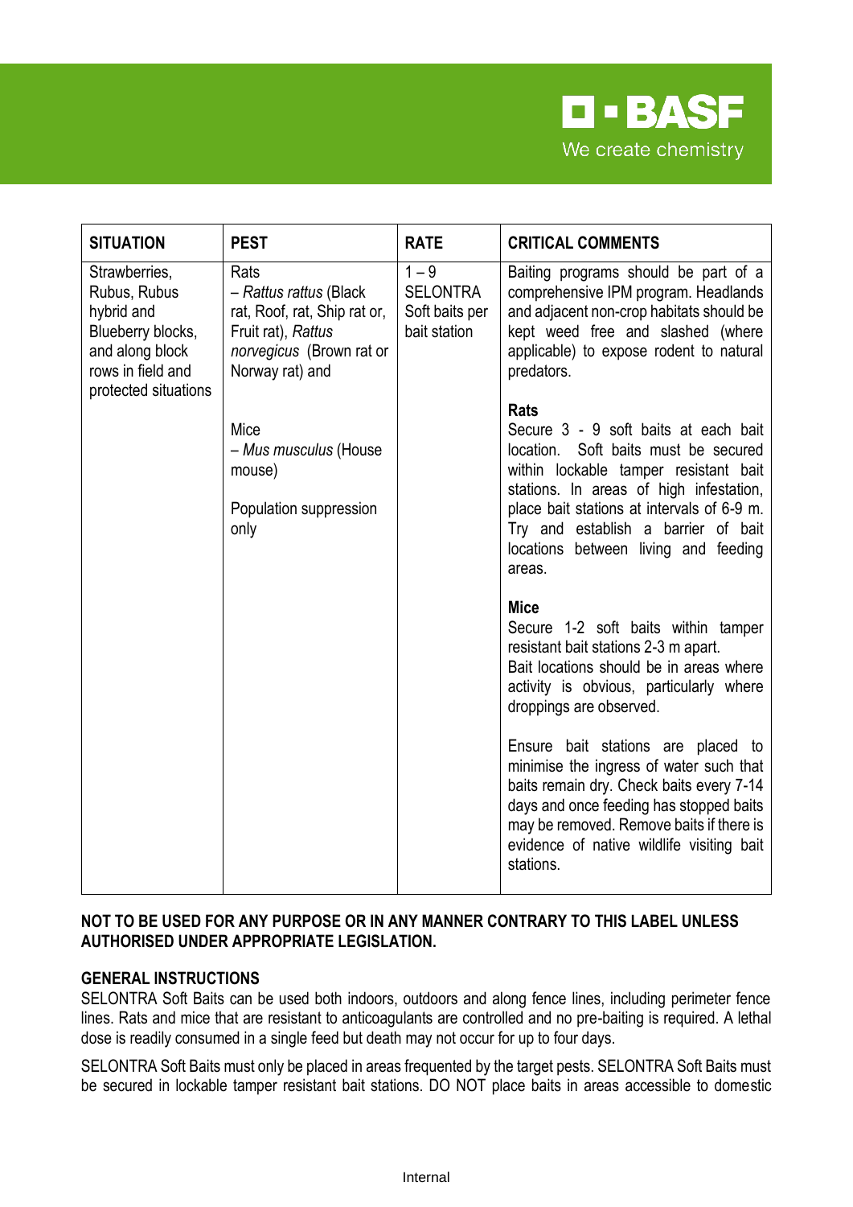| SITUATION | PEST | RATE | CRITICAL COMMENTS |
|---|---|---|---|
| Strawberries, Rubus, Rubus hybrid and Blueberry blocks, and along block rows in field and protected situations | Rats – *Rattus rattus* (Black rat, Roof, rat, Ship rat or, Fruit rat), *Rattus norvegicus* (Brown rat or Norway rat) and<br><br>Mice – *Mus musculus* (House mouse)<br><br>Population suppression only | 1 – 9 SELONTRA Soft baits per bait station | Baiting programs should be part of a comprehensive IPM program. Headlands and adjacent non-crop habitats should be kept weed free and slashed (where applicable) to expose rodent to natural predators.<br><br>**Rats**<br>Secure 3 - 9 soft baits at each bait location. Soft baits must be secured within lockable tamper resistant bait stations. In areas of high infestation, place bait stations at intervals of 6-9 m. Try and establish a barrier of bait locations between living and feeding areas.<br><br>**Mice**<br>Secure 1-2 soft baits within tamper resistant bait stations 2-3 m apart.<br>Bait locations should be in areas where activity is obvious, particularly where droppings are observed.<br><br>Ensure bait stations are placed to minimise the ingress of water such that baits remain dry. Check baits every 7-14 days and once feeding has stopped baits may be removed. Remove baits if there is evidence of native wildlife visiting bait stations. |

**NOT TO BE USED FOR ANY PURPOSE OR IN ANY MANNER CONTRARY TO THIS LABEL UNLESS AUTHORISED UNDER APPROPRIATE LEGISLATION.**

**GENERAL INSTRUCTIONS**

SELONTRA Soft Baits can be used both indoors, outdoors and along fence lines, including perimeter fence lines. Rats and mice that are resistant to anticoagulants are controlled and no pre-baiting is required. A lethal dose is readily consumed in a single feed but death may not occur for up to four days.

SELONTRA Soft Baits must only be placed in areas frequented by the target pests. SELONTRA Soft Baits must be secured in lockable tamper resistant bait stations. DO NOT place baits in areas accessible to domestic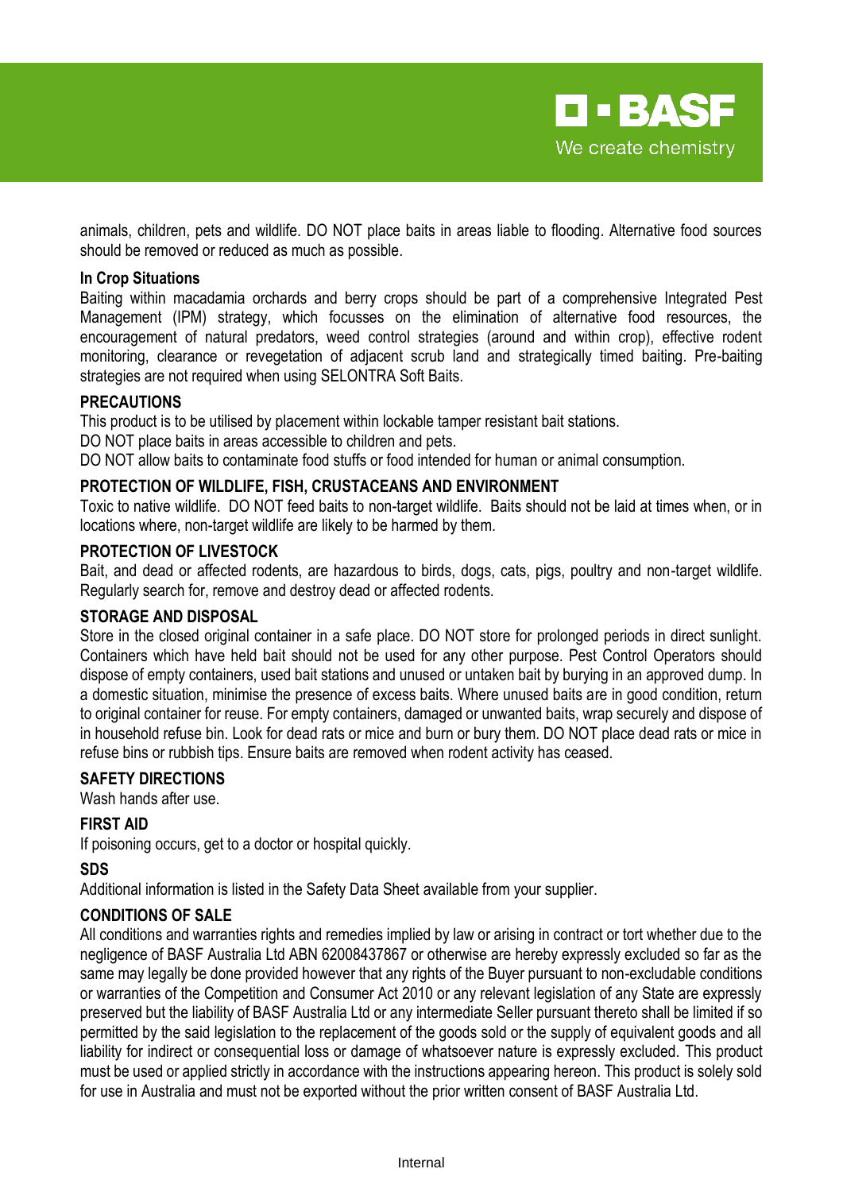animals, children, pets and wildlife. DO NOT place baits in areas liable to flooding. Alternative food sources should be removed or reduced as much as possible.

**In Crop Situations**

Baiting within macadamia orchards and berry crops should be part of a comprehensive Integrated Pest Management (IPM) strategy, which focusses on the elimination of alternative food resources, the encouragement of natural predators, weed control strategies (around and within crop), effective rodent monitoring, clearance or revegetation of adjacent scrub land and strategically timed baiting. Pre-baiting strategies are not required when using SELONTRA Soft Baits.

## PRECAUTIONS

This product is to be utilised by placement within lockable tamper resistant bait stations.

DO NOT place baits in areas accessible to children and pets.

DO NOT allow baits to contaminate food stuffs or food intended for human or animal consumption.

## PROTECTION OF WILDLIFE, FISH, CRUSTACEANS AND ENVIRONMENT

Toxic to native wildlife. DO NOT feed baits to non-target wildlife. Baits should not be laid at times when, or in locations where, non-target wildlife are likely to be harmed by them.

## PROTECTION OF LIVESTOCK

Bait, and dead or affected rodents, are hazardous to birds, dogs, cats, pigs, poultry and non-target wildlife. Regularly search for, remove and destroy dead or affected rodents.

## STORAGE AND DISPOSAL

Store in the closed original container in a safe place. DO NOT store for prolonged periods in direct sunlight. Containers which have held bait should not be used for any other purpose. Pest Control Operators should dispose of empty containers, used bait stations and unused or untaken bait by burying in an approved dump. In a domestic situation, minimise the presence of excess baits. Where unused baits are in good condition, return to original container for reuse. For empty containers, damaged or unwanted baits, wrap securely and dispose of in household refuse bin. Look for dead rats or mice and burn or bury them. DO NOT place dead rats or mice in refuse bins or rubbish tips. Ensure baits are removed when rodent activity has ceased.

## SAFETY DIRECTIONS

Wash hands after use.

## FIRST AID

If poisoning occurs, get to a doctor or hospital quickly.

## SDS

Additional information is listed in the Safety Data Sheet available from your supplier.

## CONDITIONS OF SALE

All conditions and warranties rights and remedies implied by law or arising in contract or tort whether due to the negligence of BASF Australia Ltd ABN 62008437867 or otherwise are hereby expressly excluded so far as the same may legally be done provided however that any rights of the Buyer pursuant to non-excludable conditions or warranties of the Competition and Consumer Act 2010 or any relevant legislation of any State are expressly preserved but the liability of BASF Australia Ltd or any intermediate Seller pursuant thereto shall be limited if so permitted by the said legislation to the replacement of the goods sold or the supply of equivalent goods and all liability for indirect or consequential loss or damage of whatsoever nature is expressly excluded. This product must be used or applied strictly in accordance with the instructions appearing hereon. This product is solely sold for use in Australia and must not be exported without the prior written consent of BASF Australia Ltd.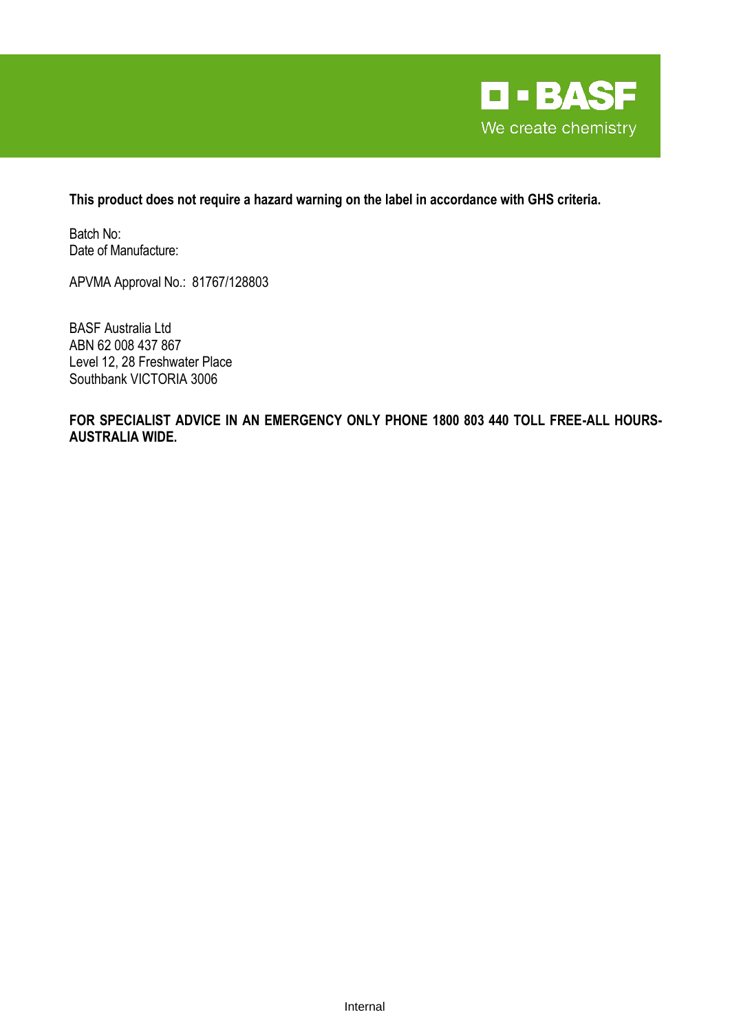**This product does not require a hazard warning on the label in accordance with GHS criteria.**

Batch No:
Date of Manufacture:

APVMA Approval No.: 81767/128803

BASF Australia Ltd
ABN 62 008 437 867
Level 12, 28 Freshwater Place
Southbank VICTORIA 3006

**FOR SPECIALIST ADVICE IN AN EMERGENCY ONLY PHONE 1800 803 440 TOLL FREE-ALL HOURS-AUSTRALIA WIDE.**